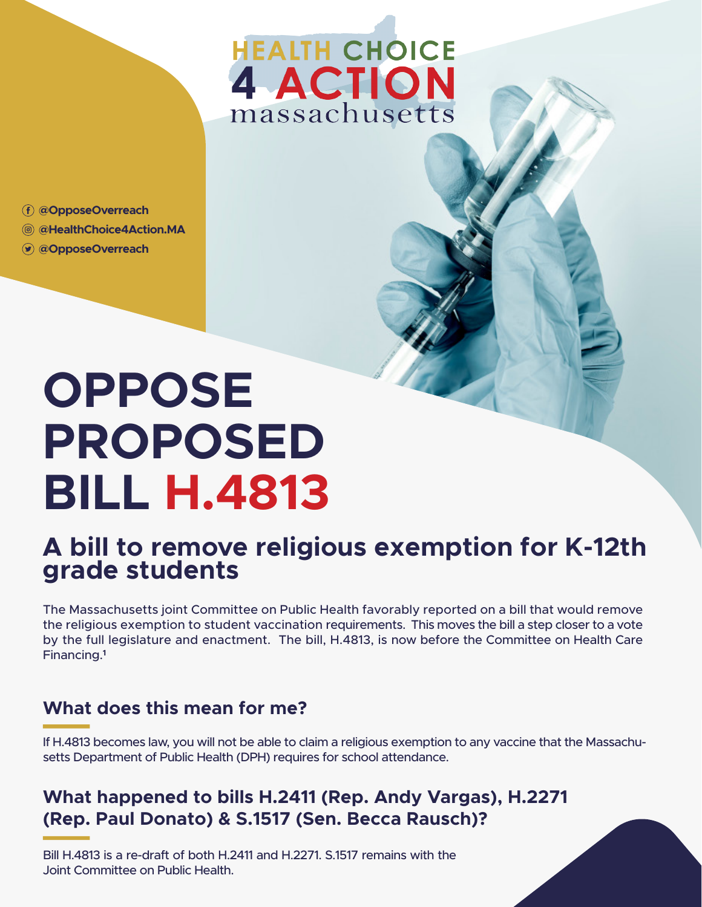# HEALTH CHOICE 4 ACTION massachusetts

@OpposeOverreach
@HealthChoice4Action.MA
@OpposeOverreach

# OPPOSE PROPOSED BILL H.4813

## A bill to remove religious exemption for K-12th grade students

The Massachusetts joint Committee on Public Health favorably reported on a bill that would remove the religious exemption to student vaccination requirements. This moves the bill a step closer to a vote by the full legislature and enactment. The bill, H.4813, is now before the Committee on Health Care Financing.[1]

### What does this mean for me?

If H.4813 becomes law, you will not be able to claim a religious exemption to any vaccine that the Massachusetts Department of Public Health (DPH) requires for school attendance.

### What happened to bills H.2411 (Rep. Andy Vargas), H.2271 (Rep. Paul Donato) & S.1517 (Sen. Becca Rausch)?

Bill H.4813 is a re-draft of both H.2411 and H.2271. S.1517 remains with the Joint Committee on Public Health.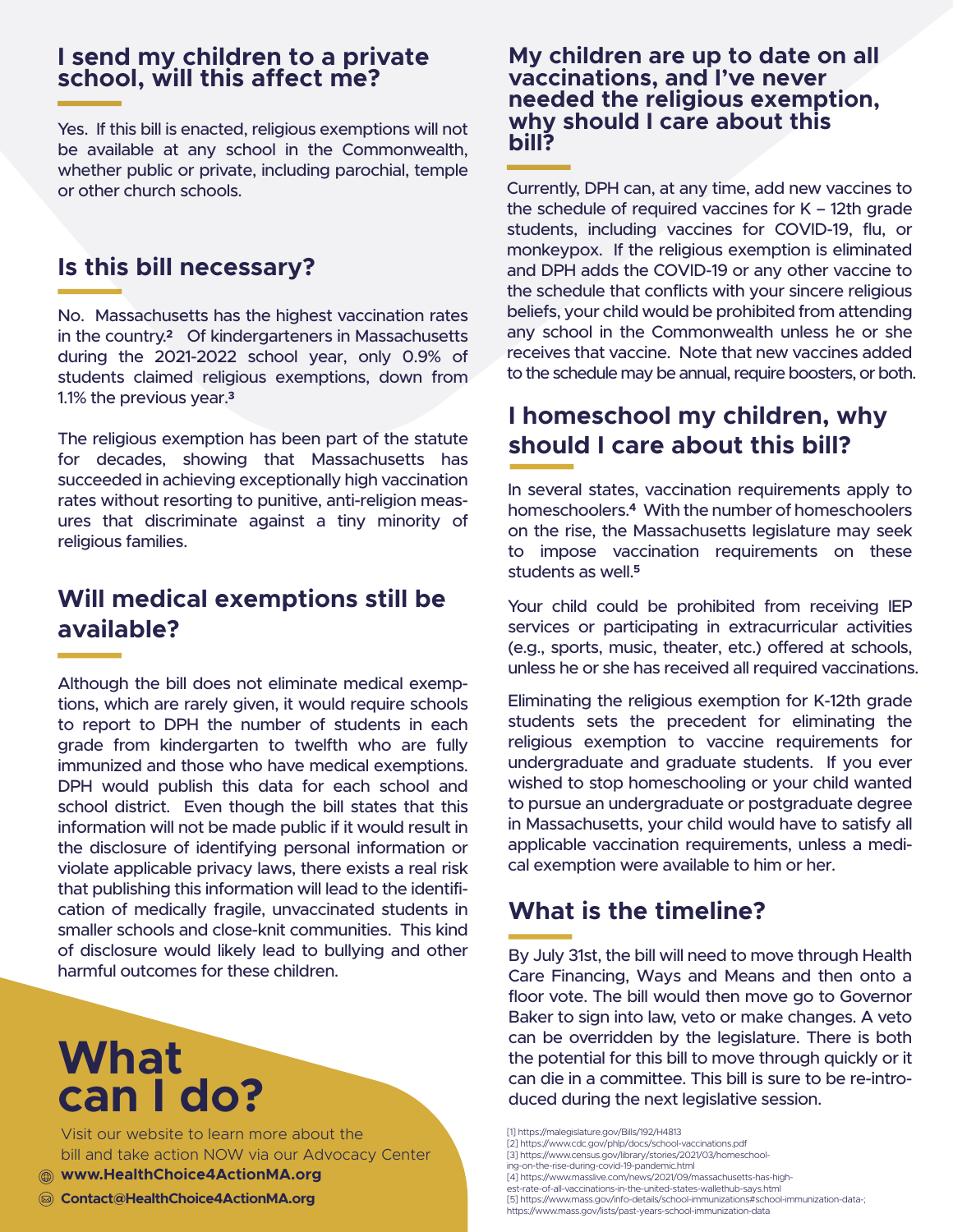## I send my children to a private school, will this affect me?

Yes. If this bill is enacted, religious exemptions will not be available at any school in the Commonwealth, whether public or private, including parochial, temple or other church schools.

## Is this bill necessary?

No. Massachusetts has the highest vaccination rates in the country.[2] Of kindergarteners in Massachusetts during the 2021-2022 school year, only 0.9% of students claimed religious exemptions, down from 1.1% the previous year.[3]

The religious exemption has been part of the statute for decades, showing that Massachusetts has succeeded in achieving exceptionally high vaccination rates without resorting to punitive, anti-religion measures that discriminate against a tiny minority of religious families.

## Will medical exemptions still be available?

Although the bill does not eliminate medical exemptions, which are rarely given, it would require schools to report to DPH the number of students in each grade from kindergarten to twelfth who are fully immunized and those who have medical exemptions. DPH would publish this data for each school and school district. Even though the bill states that this information will not be made public if it would result in the disclosure of identifying personal information or violate applicable privacy laws, there exists a real risk that publishing this information will lead to the identification of medically fragile, unvaccinated students in smaller schools and close-knit communities. This kind of disclosure would likely lead to bullying and other harmful outcomes for these children.

# What can I do?

Visit our website to learn more about the bill and take action NOW via our Advocacy Center

**www.HealthChoice4ActionMA.org**

**Contact@HealthChoice4ActionMA.org**

## My children are up to date on all vaccinations, and I've never needed the religious exemption, why should I care about this bill?

Currently, DPH can, at any time, add new vaccines to the schedule of required vaccines for K – 12th grade students, including vaccines for COVID-19, flu, or monkeypox. If the religious exemption is eliminated and DPH adds the COVID-19 or any other vaccine to the schedule that conflicts with your sincere religious beliefs, your child would be prohibited from attending any school in the Commonwealth unless he or she receives that vaccine. Note that new vaccines added to the schedule may be annual, require boosters, or both.

## I homeschool my children, why should I care about this bill?

In several states, vaccination requirements apply to homeschoolers.[4] With the number of homeschoolers on the rise, the Massachusetts legislature may seek to impose vaccination requirements on these students as well.[5]

Your child could be prohibited from receiving IEP services or participating in extracurricular activities (e.g., sports, music, theater, etc.) offered at schools, unless he or she has received all required vaccinations.

Eliminating the religious exemption for K-12th grade students sets the precedent for eliminating the religious exemption to vaccine requirements for undergraduate and graduate students. If you ever wished to stop homeschooling or your child wanted to pursue an undergraduate or postgraduate degree in Massachusetts, your child would have to satisfy all applicable vaccination requirements, unless a medical exemption were available to him or her.

## What is the timeline?

By July 31st, the bill will need to move through Health Care Financing, Ways and Means and then onto a floor vote. The bill would then move go to Governor Baker to sign into law, veto or make changes. A veto can be overridden by the legislature. There is both the potential for this bill to move through quickly or it can die in a committee. This bill is sure to be re-introduced during the next legislative session.

[1] https://malegislature.gov/Bills/192/H4813
[2] https://www.cdc.gov/phlp/docs/school-vaccinations.pdf
[3] https://www.census.gov/library/stories/2021/03/homeschooling-on-the-rise-during-covid-19-pandemic.html
[4] https://www.masslive.com/news/2021/09/massachusetts-has-highest-rate-of-all-vaccinations-in-the-united-states-wallethub-says.html
[5] https://www.mass.gov/info-details/school-immunizations#school-immunization-data-; https://www.mass.gov/lists/past-years-school-immunization-data